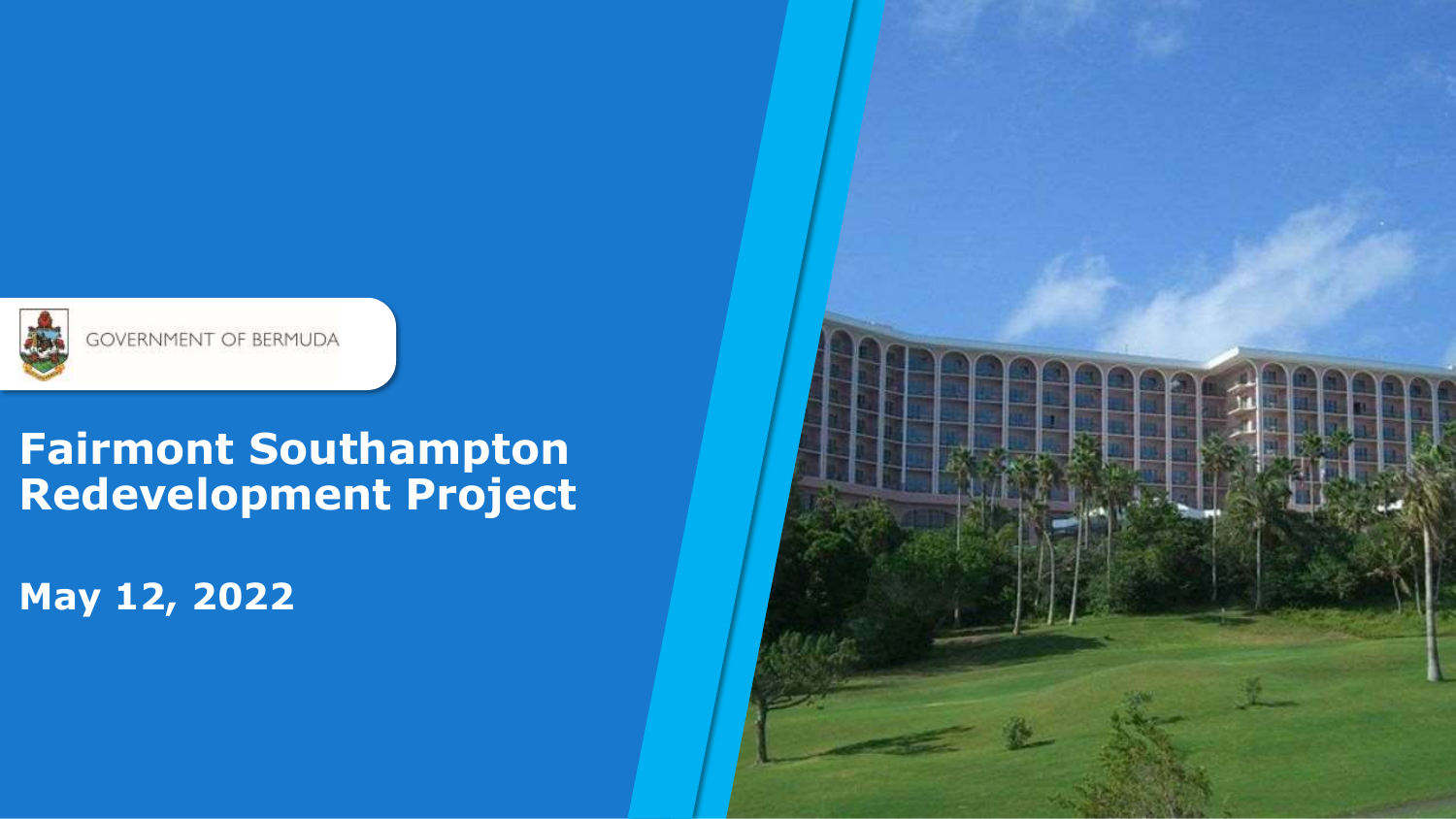GOVERNMENT OF BERMUDA

# Fairmont Southampton Redevelopment Project

**May 12, 2022**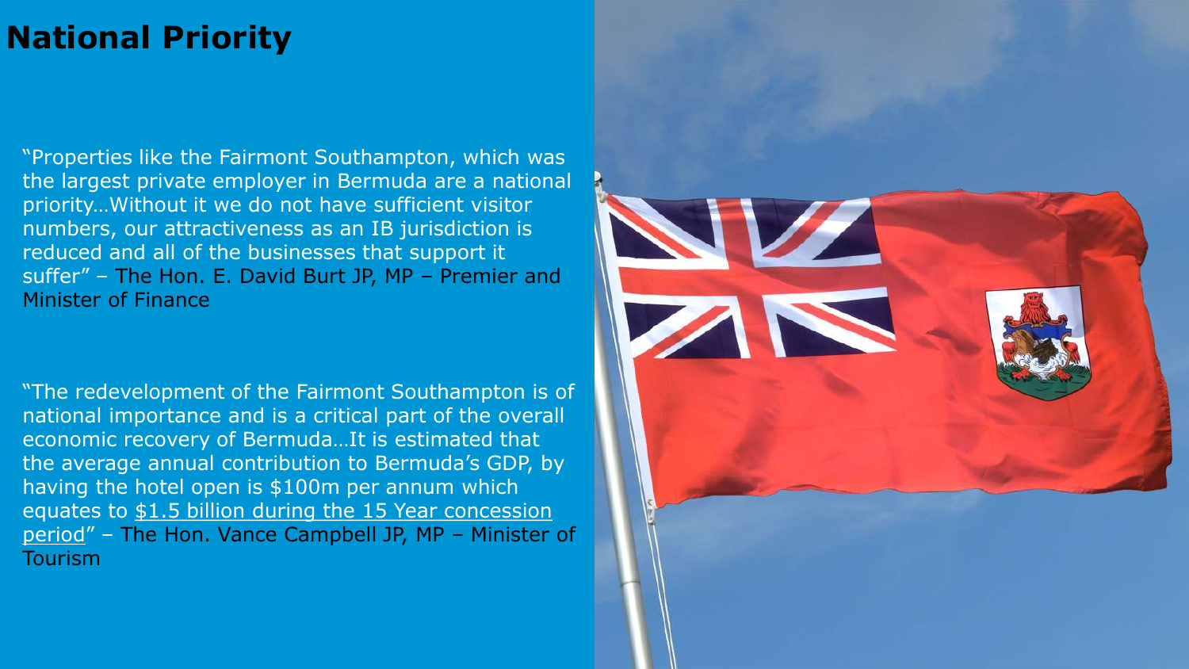# National Priority

"Properties like the Fairmont Southampton, which was the largest private employer in Bermuda are a national priority…Without it we do not have sufficient visitor numbers, our attractiveness as an IB jurisdiction is reduced and all of the businesses that support it suffer" – The Hon. E. David Burt JP, MP – Premier and Minister of Finance

"The redevelopment of the Fairmont Southampton is of national importance and is a critical part of the overall economic recovery of Bermuda…It is estimated that the average annual contribution to Bermuda's GDP, by having the hotel open is $100m per annum which equates to $1.5 billion during the 15 Year concession period" – The Hon. Vance Campbell JP, MP – Minister of Tourism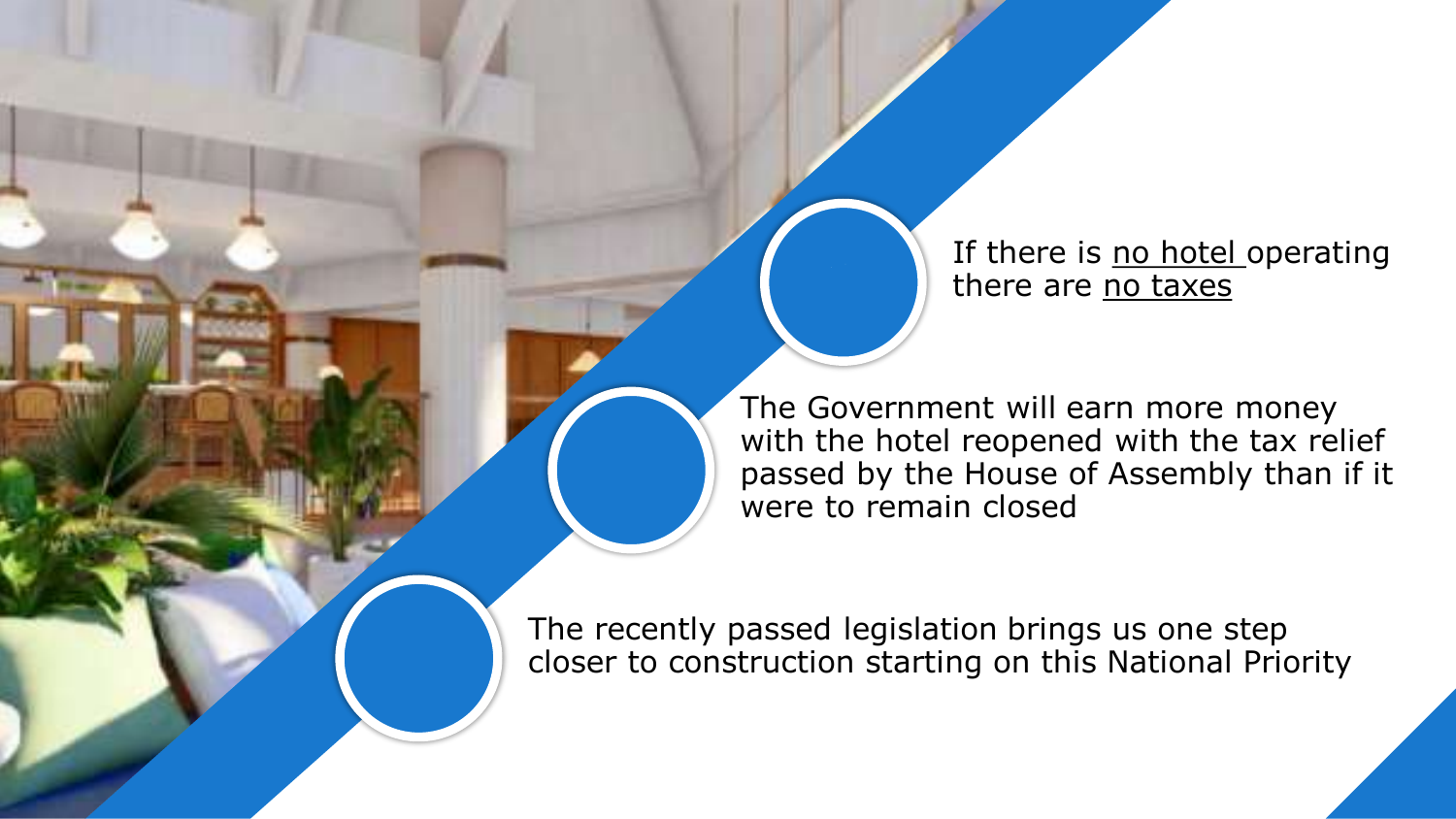- If there is <u>no hotel</u> operating there are <u>no taxes</u>
- The Government will earn more money with the hotel reopened with the tax relief passed by the House of Assembly than if it were to remain closed
- The recently passed legislation brings us one step closer to construction starting on this National Priority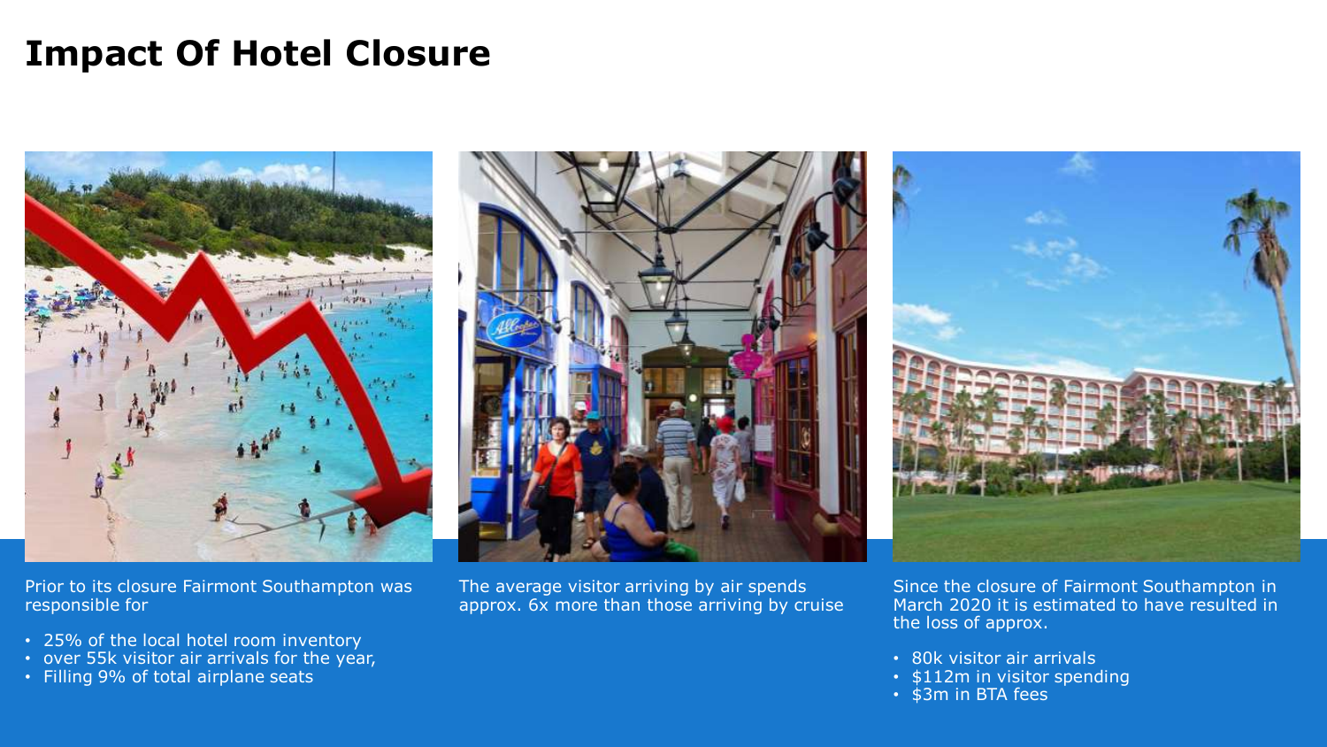# Impact Of Hotel Closure

Prior to its closure Fairmont Southampton was responsible for

- 25% of the local hotel room inventory
- over 55k visitor air arrivals for the year,
- Filling 9% of total airplane seats

The average visitor arriving by air spends approx. 6x more than those arriving by cruise

Since the closure of Fairmont Southampton in March 2020 it is estimated to have resulted in the loss of approx.

- 80k visitor air arrivals
- $112m in visitor spending
- $3m in BTA fees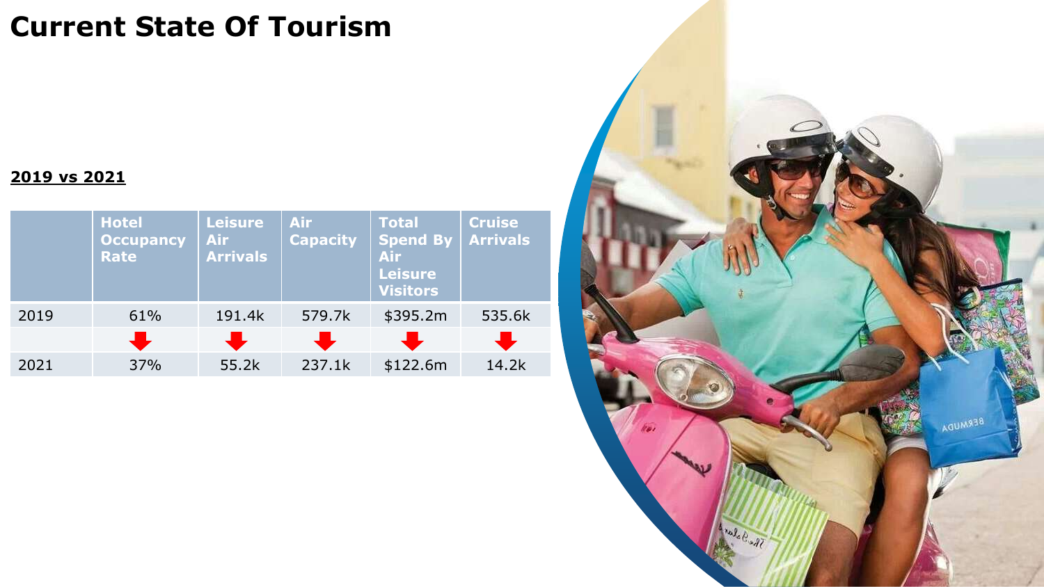# Current State Of Tourism

**2019 vs 2021**

| | Hotel Occupancy Rate | Leisure Air Arrivals | Air Capacity | Total Spend By Air Leisure Visitors | Cruise Arrivals |
|---|---|---|---|---|---|
| 2019 | 61% | 191.4k | 579.7k | $395.2m | 535.6k |
| | ↓ | ↓ | ↓ | ↓ | ↓ |
| 2021 | 37% | 55.2k | 237.1k | $122.6m | 14.2k |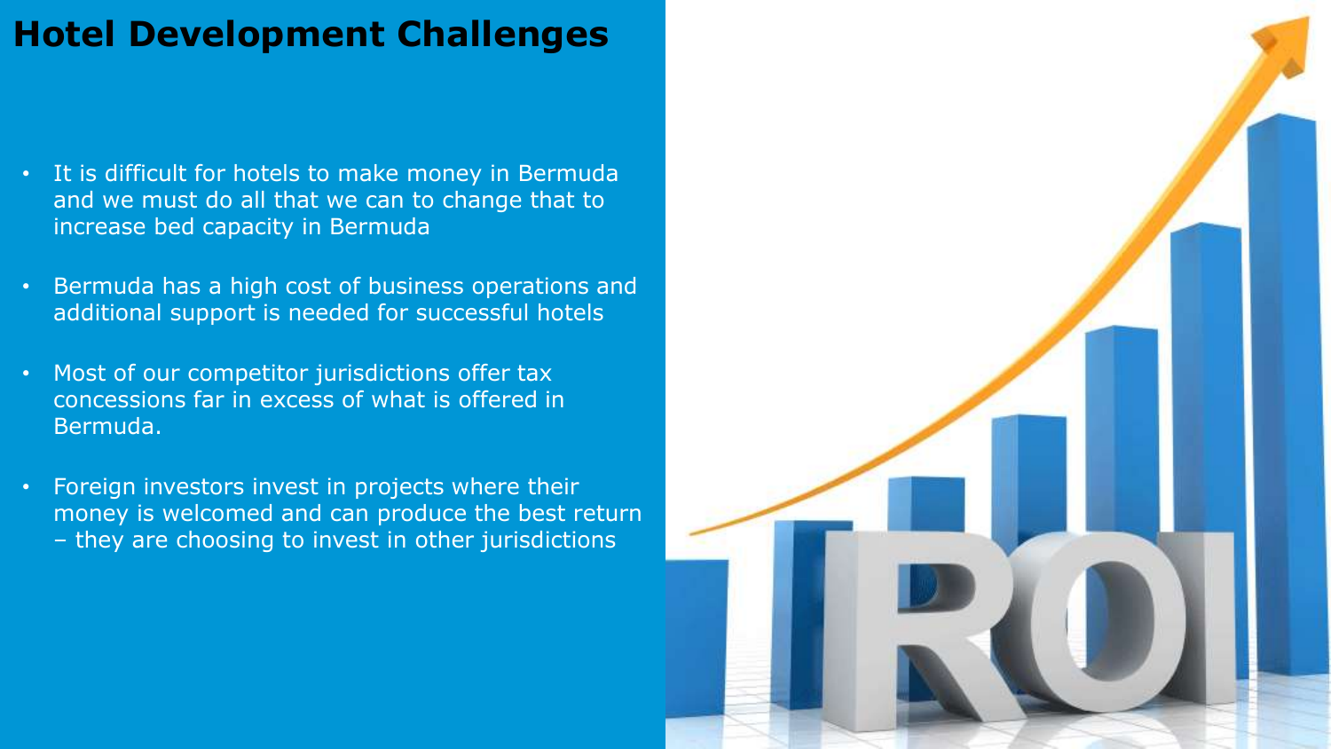# Hotel Development Challenges

- It is difficult for hotels to make money in Bermuda and we must do all that we can to change that to increase bed capacity in Bermuda
- Bermuda has a high cost of business operations and additional support is needed for successful hotels
- Most of our competitor jurisdictions offer tax concessions far in excess of what is offered in Bermuda.
- Foreign investors invest in projects where their money is welcomed and can produce the best return – they are choosing to invest in other jurisdictions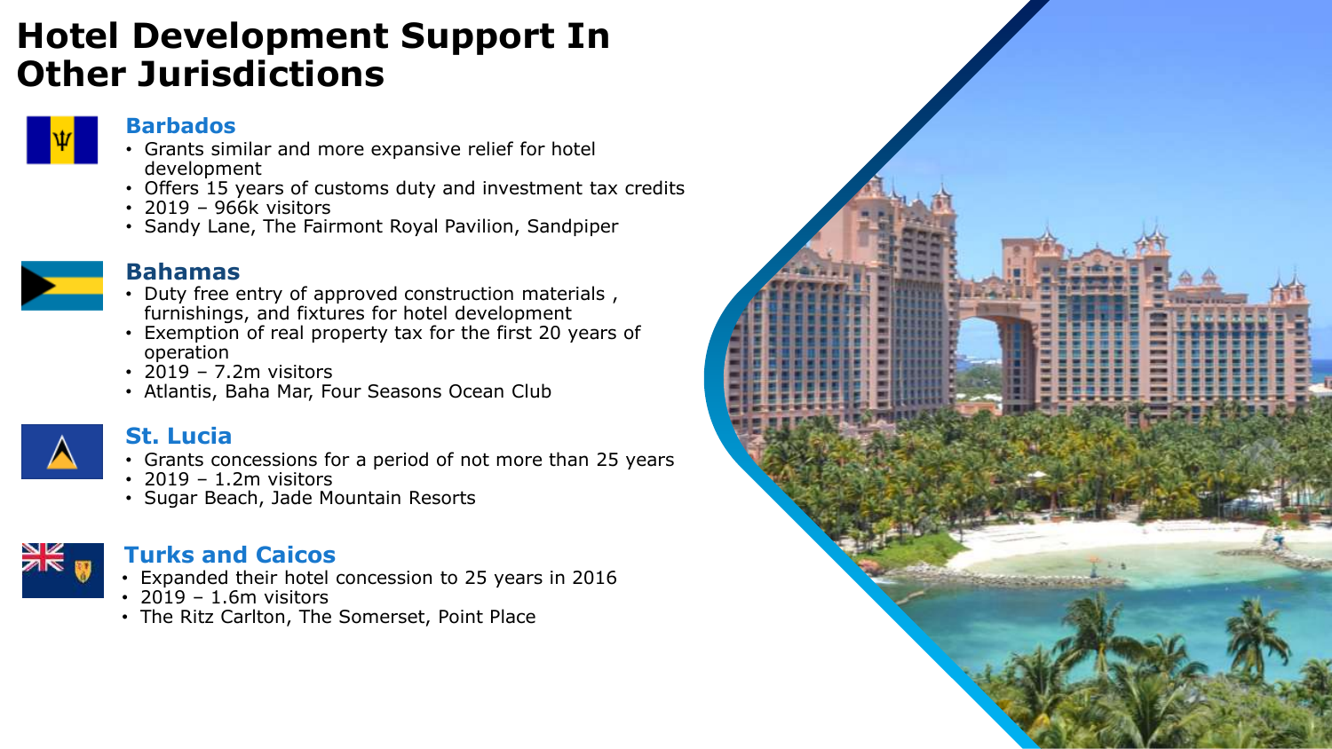# Hotel Development Support In Other Jurisdictions

## Barbados

- Grants similar and more expansive relief for hotel development
- Offers 15 years of customs duty and investment tax credits
- 2019 – 966k visitors
- Sandy Lane, The Fairmont Royal Pavilion, Sandpiper

## Bahamas

- Duty free entry of approved construction materials , furnishings, and fixtures for hotel development
- Exemption of real property tax for the first 20 years of operation
- 2019 – 7.2m visitors
- Atlantis, Baha Mar, Four Seasons Ocean Club

## St. Lucia

- Grants concessions for a period of not more than 25 years
- 2019 – 1.2m visitors
- Sugar Beach, Jade Mountain Resorts

## Turks and Caicos

- Expanded their hotel concession to 25 years in 2016
- 2019 – 1.6m visitors
- The Ritz Carlton, The Somerset, Point Place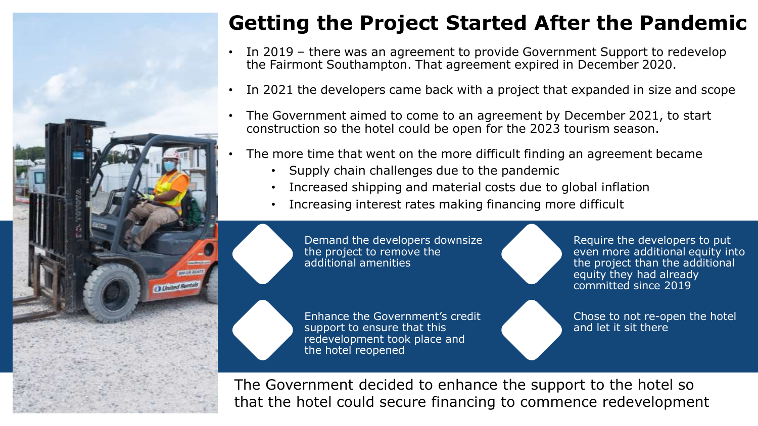# Getting the Project Started After the Pandemic

- In 2019 – there was an agreement to provide Government Support to redevelop the Fairmont Southampton. That agreement expired in December 2020.
- In 2021 the developers came back with a project that expanded in size and scope
- The Government aimed to come to an agreement by December 2021, to start construction so the hotel could be open for the 2023 tourism season.
- The more time that went on the more difficult finding an agreement became
  - Supply chain challenges due to the pandemic
  - Increased shipping and material costs due to global inflation
  - Increasing interest rates making financing more difficult

- Demand the developers downsize the project to remove the additional amenities
- Require the developers to put even more additional equity into the project than the additional equity they had already committed since 2019
- Enhance the Government's credit support to ensure that this redevelopment took place and the hotel reopened
- Chose to not re-open the hotel and let it sit there

The Government decided to enhance the support to the hotel so that the hotel could secure financing to commence redevelopment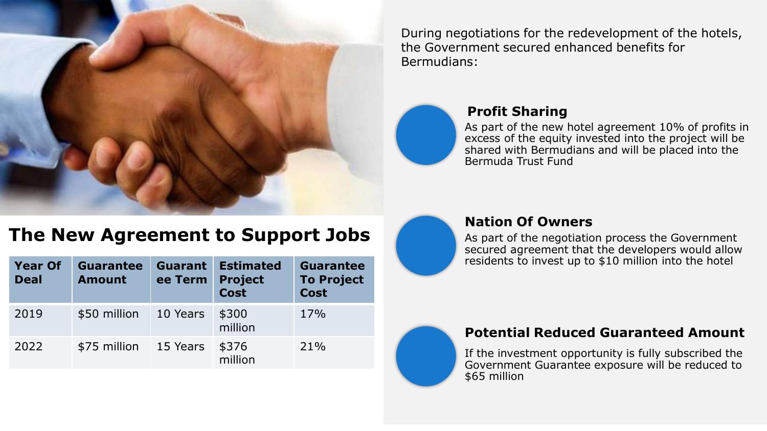## The New Agreement to Support Jobs

| Year Of Deal | Guarantee Amount | Guarantee Term | Estimated Project Cost | Guarantee To Project Cost |
|---|---|---|---|---|
| 2019 | $50 million | 10 Years | $300 million | 17% |
| 2022 | $75 million | 15 Years | $376 million | 21% |

During negotiations for the redevelopment of the hotels, the Government secured enhanced benefits for Bermudians:

### Profit Sharing

As part of the new hotel agreement 10% of profits in excess of the equity invested into the project will be shared with Bermudians and will be placed into the Bermuda Trust Fund

### Nation Of Owners

As part of the negotiation process the Government secured agreement that the developers would allow residents to invest up to $10 million into the hotel

### Potential Reduced Guaranteed Amount

If the investment opportunity is fully subscribed the Government Guarantee exposure will be reduced to $65 million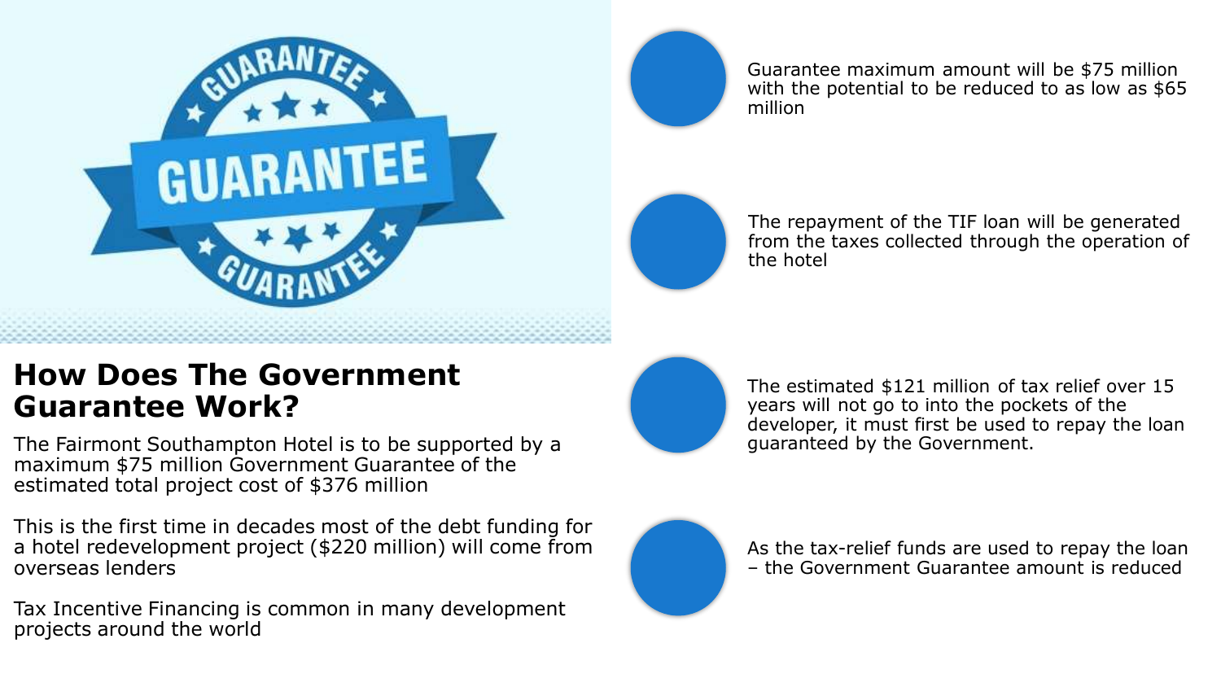# How Does The Government Guarantee Work?

The Fairmont Southampton Hotel is to be supported by a maximum $75 million Government Guarantee of the estimated total project cost of $376 million

This is the first time in decades most of the debt funding for a hotel redevelopment project ($220 million) will come from overseas lenders

Tax Incentive Financing is common in many development projects around the world

- Guarantee maximum amount will be $75 million with the potential to be reduced to as low as $65 million
- The repayment of the TIF loan will be generated from the taxes collected through the operation of the hotel
- The estimated $121 million of tax relief over 15 years will not go to into the pockets of the developer, it must first be used to repay the loan guaranteed by the Government.
- As the tax-relief funds are used to repay the loan – the Government Guarantee amount is reduced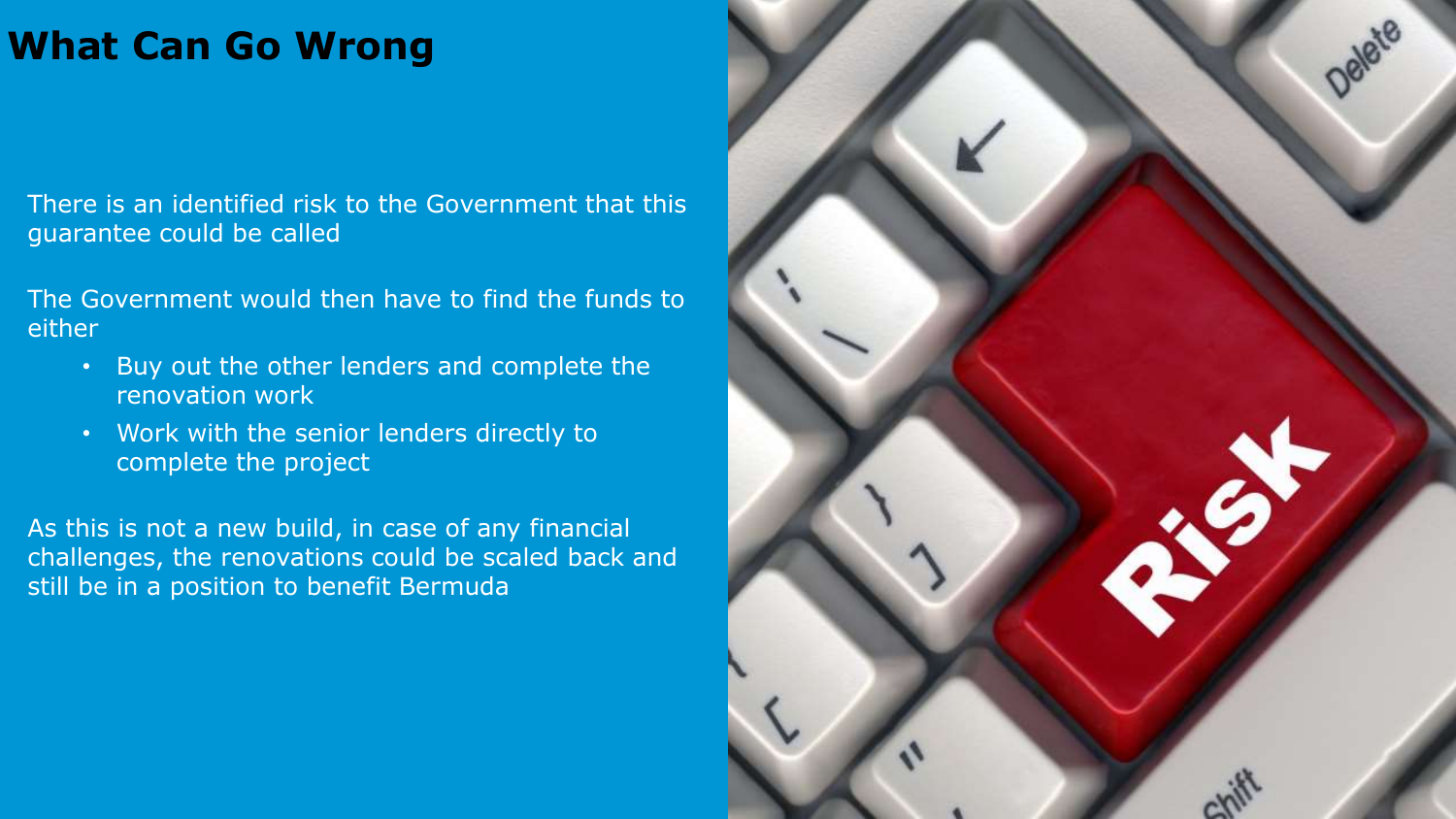# What Can Go Wrong

There is an identified risk to the Government that this guarantee could be called

The Government would then have to find the funds to either

- Buy out the other lenders and complete the renovation work
- Work with the senior lenders directly to complete the project

As this is not a new build, in case of any financial challenges, the renovations could be scaled back and still be in a position to benefit Bermuda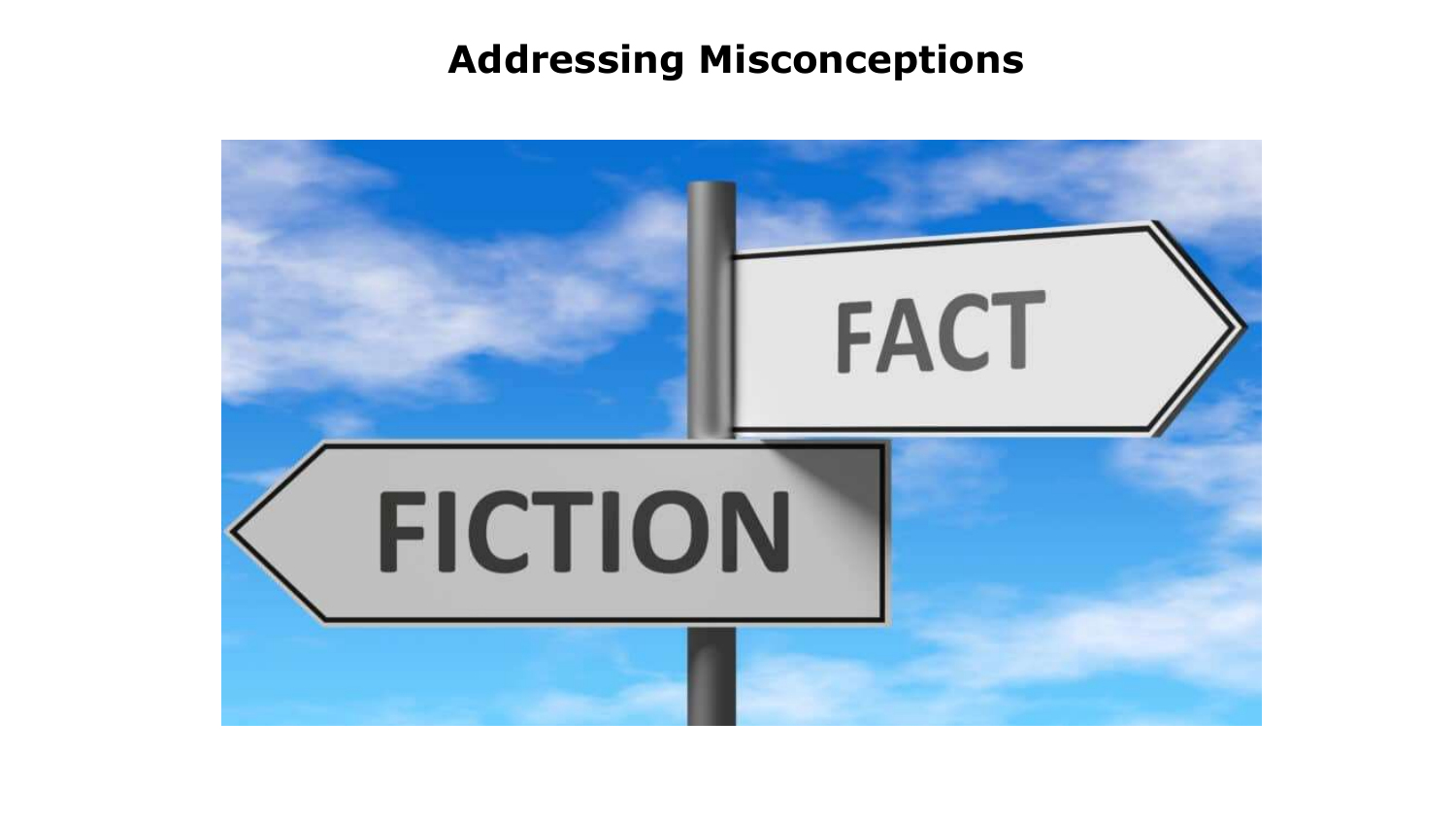# Addressing Misconceptions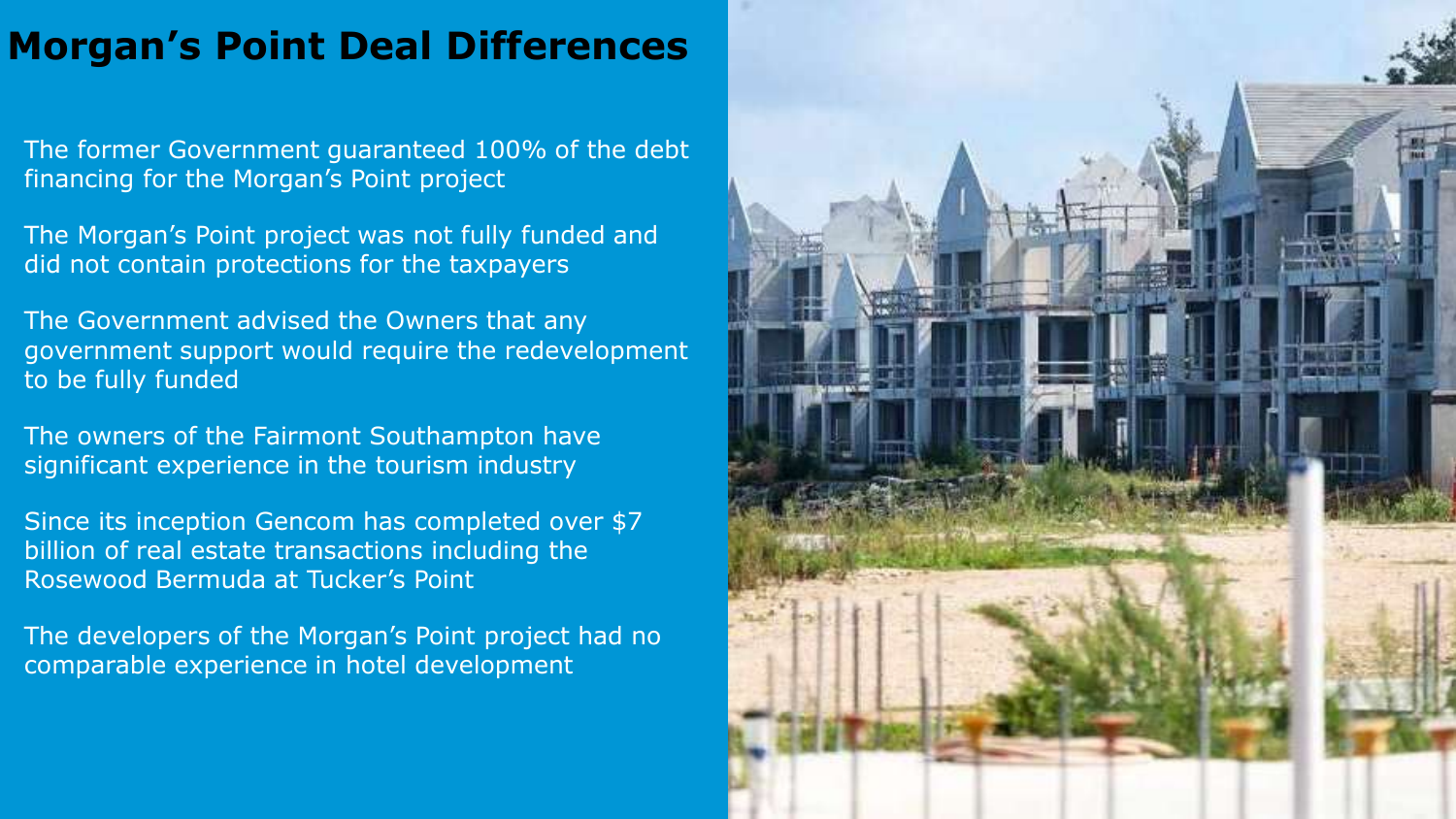# Morgan's Point Deal Differences

The former Government guaranteed 100% of the debt financing for the Morgan's Point project

The Morgan's Point project was not fully funded and did not contain protections for the taxpayers

The Government advised the Owners that any government support would require the redevelopment to be fully funded

The owners of the Fairmont Southampton have significant experience in the tourism industry

Since its inception Gencom has completed over $7 billion of real estate transactions including the Rosewood Bermuda at Tucker's Point

The developers of the Morgan's Point project had no comparable experience in hotel development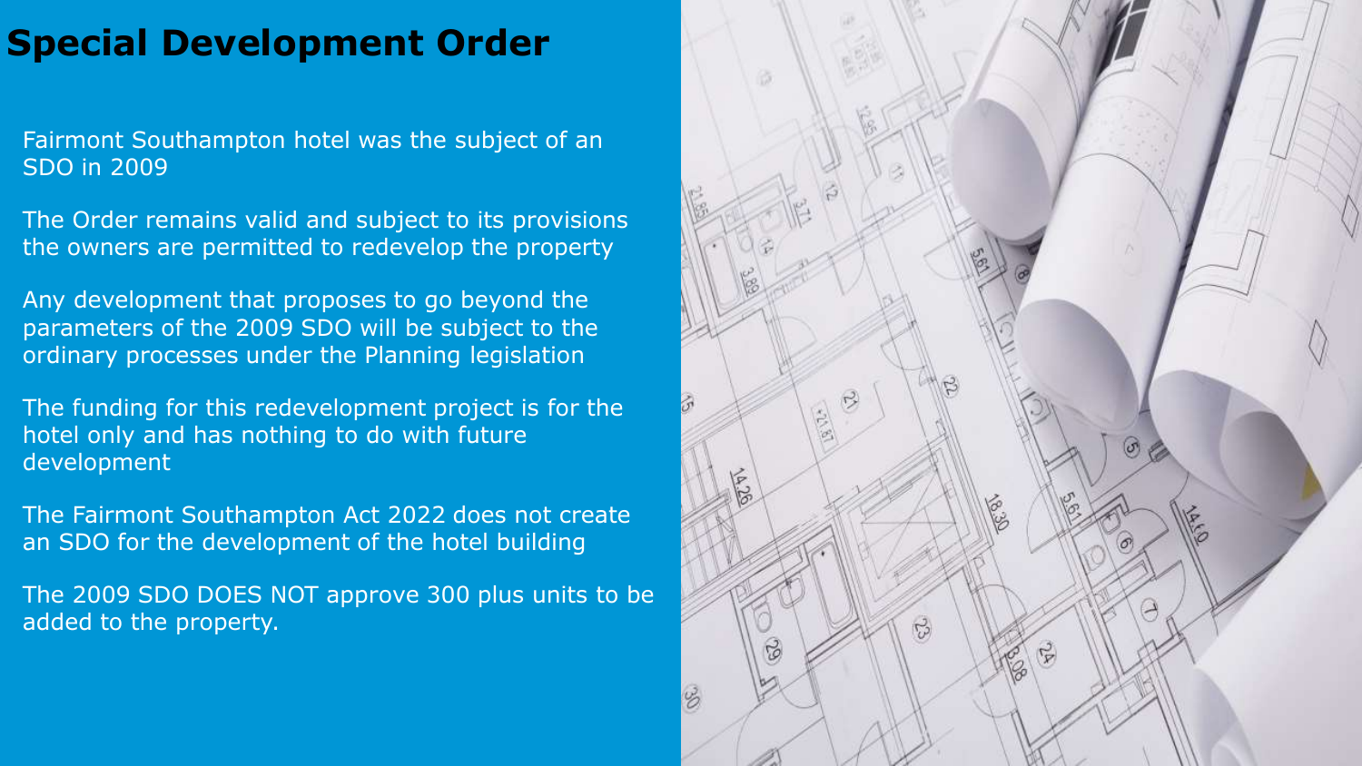# Special Development Order

Fairmont Southampton hotel was the subject of an SDO in 2009

The Order remains valid and subject to its provisions the owners are permitted to redevelop the property

Any development that proposes to go beyond the parameters of the 2009 SDO will be subject to the ordinary processes under the Planning legislation

The funding for this redevelopment project is for the hotel only and has nothing to do with future development

The Fairmont Southampton Act 2022 does not create an SDO for the development of the hotel building

The 2009 SDO DOES NOT approve 300 plus units to be added to the property.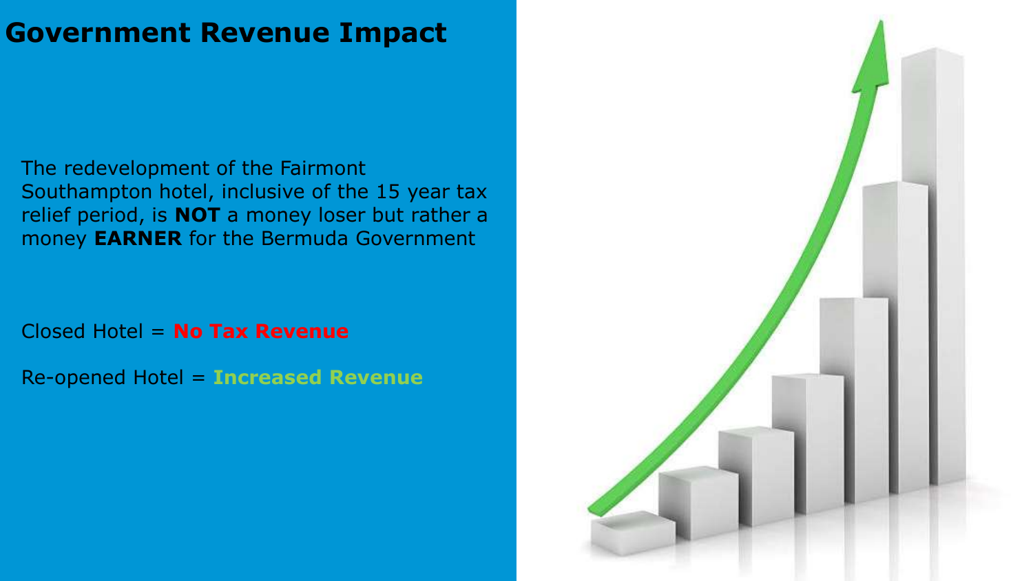# Government Revenue Impact

The redevelopment of the Fairmont Southampton hotel, inclusive of the 15 year tax relief period, is **NOT** a money loser but rather a money **EARNER** for the Bermuda Government

Closed Hotel = **No Tax Revenue**

Re-opened Hotel = **Increased Revenue**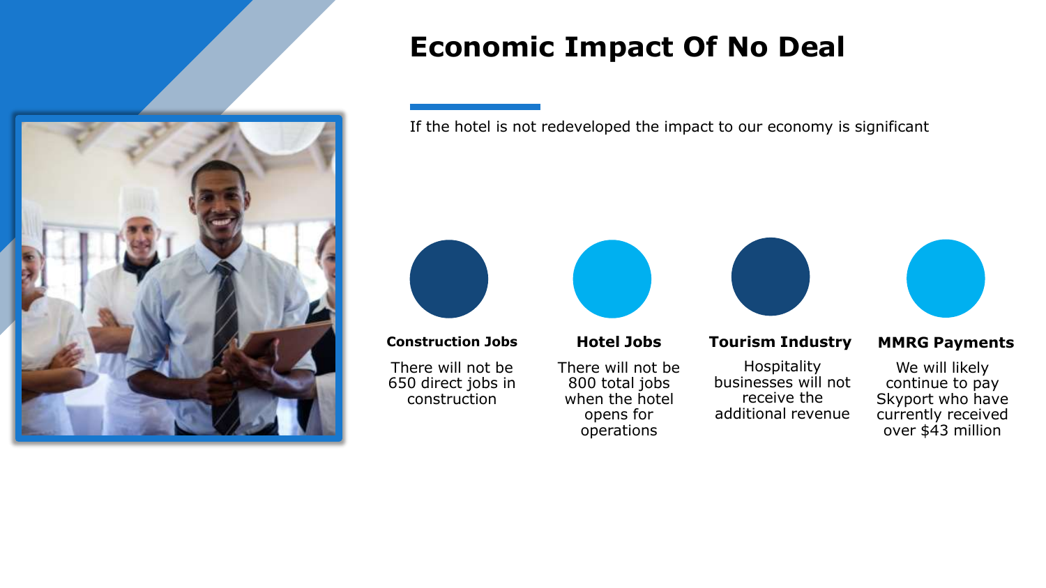# Economic Impact Of No Deal

If the hotel is not redeveloped the impact to our economy is significant

### Construction Jobs

There will not be 650 direct jobs in construction

### Hotel Jobs

There will not be 800 total jobs when the hotel opens for operations

### Tourism Industry

Hospitality businesses will not receive the additional revenue

### MMRG Payments

We will likely continue to pay Skyport who have currently received over $43 million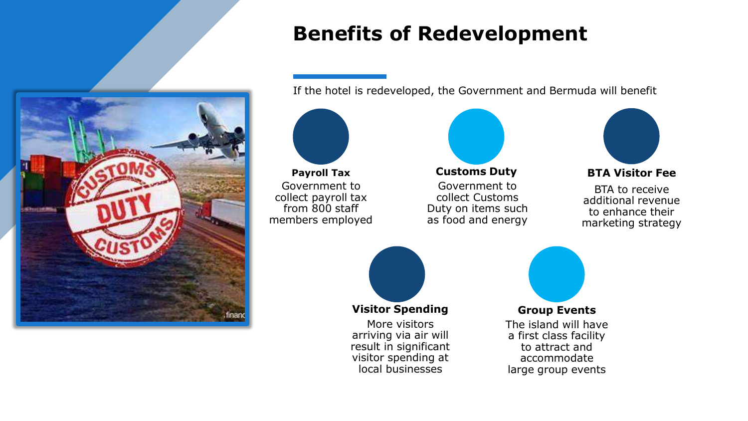# Benefits of Redevelopment

If the hotel is redeveloped, the Government and Bermuda will benefit

**Payroll Tax**
Government to collect payroll tax from 800 staff members employed

**Customs Duty**
Government to collect Customs Duty on items such as food and energy

**BTA Visitor Fee**
BTA to receive additional revenue to enhance their marketing strategy

**Visitor Spending**
More visitors arriving via air will result in significant visitor spending at local businesses

**Group Events**
The island will have a first class facility to attract and accommodate large group events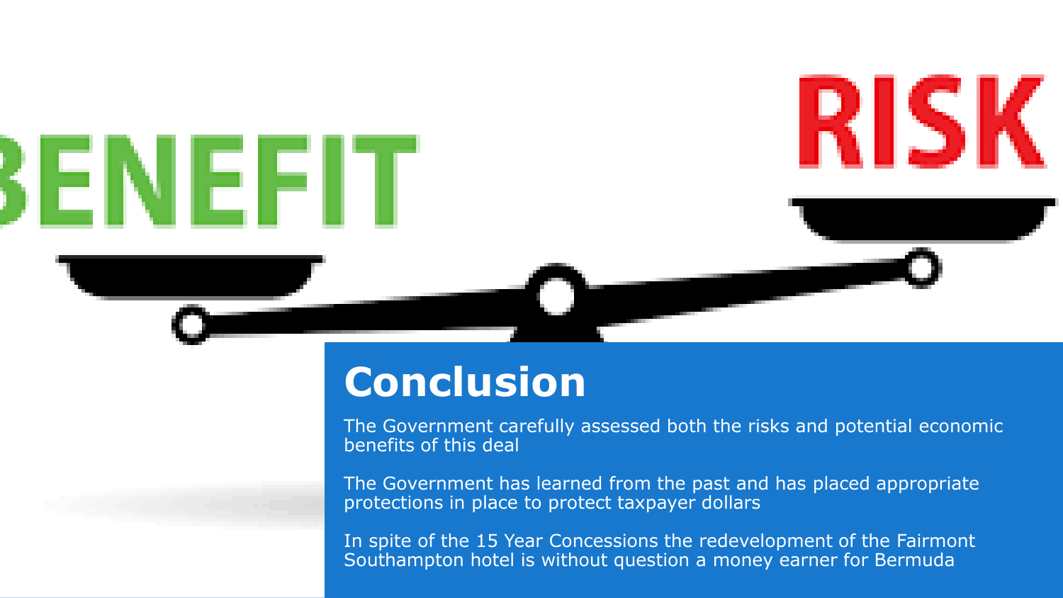BENEFIT

RISK

# Conclusion

The Government carefully assessed both the risks and potential economic benefits of this deal

The Government has learned from the past and has placed appropriate protections in place to protect taxpayer dollars

In spite of the 15 Year Concessions the redevelopment of the Fairmont Southampton hotel is without question a money earner for Bermuda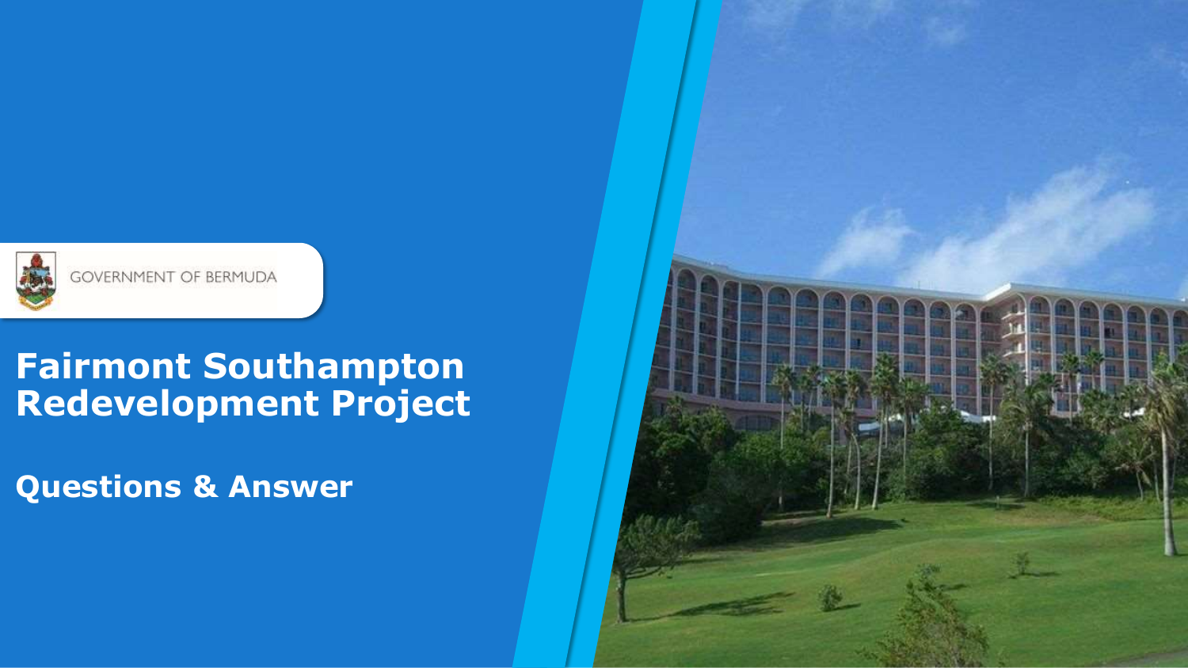GOVERNMENT OF BERMUDA

# Fairmont Southampton Redevelopment Project

## Questions & Answer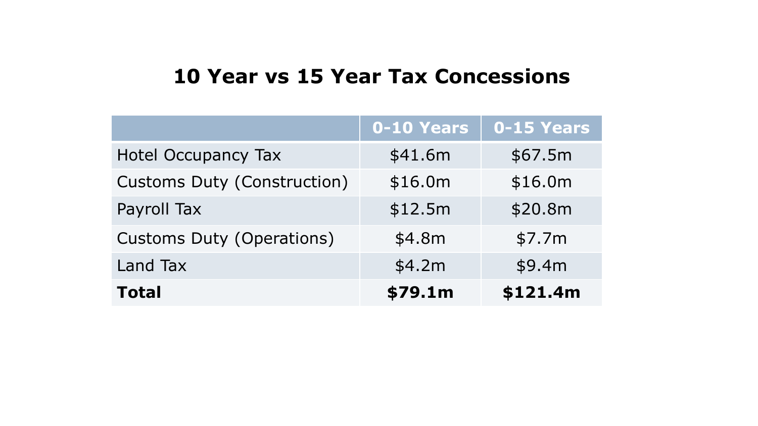# 10 Year vs 15 Year Tax Concessions

| | 0-10 Years | 0-15 Years |
|---|---|---|
| Hotel Occupancy Tax | $41.6m | $67.5m |
| Customs Duty (Construction) | $16.0m | $16.0m |
| Payroll Tax | $12.5m | $20.8m |
| Customs Duty (Operations) | $4.8m | $7.7m |
| Land Tax | $4.2m | $9.4m |
| **Total** | **$79.1m** | **$121.4m** |